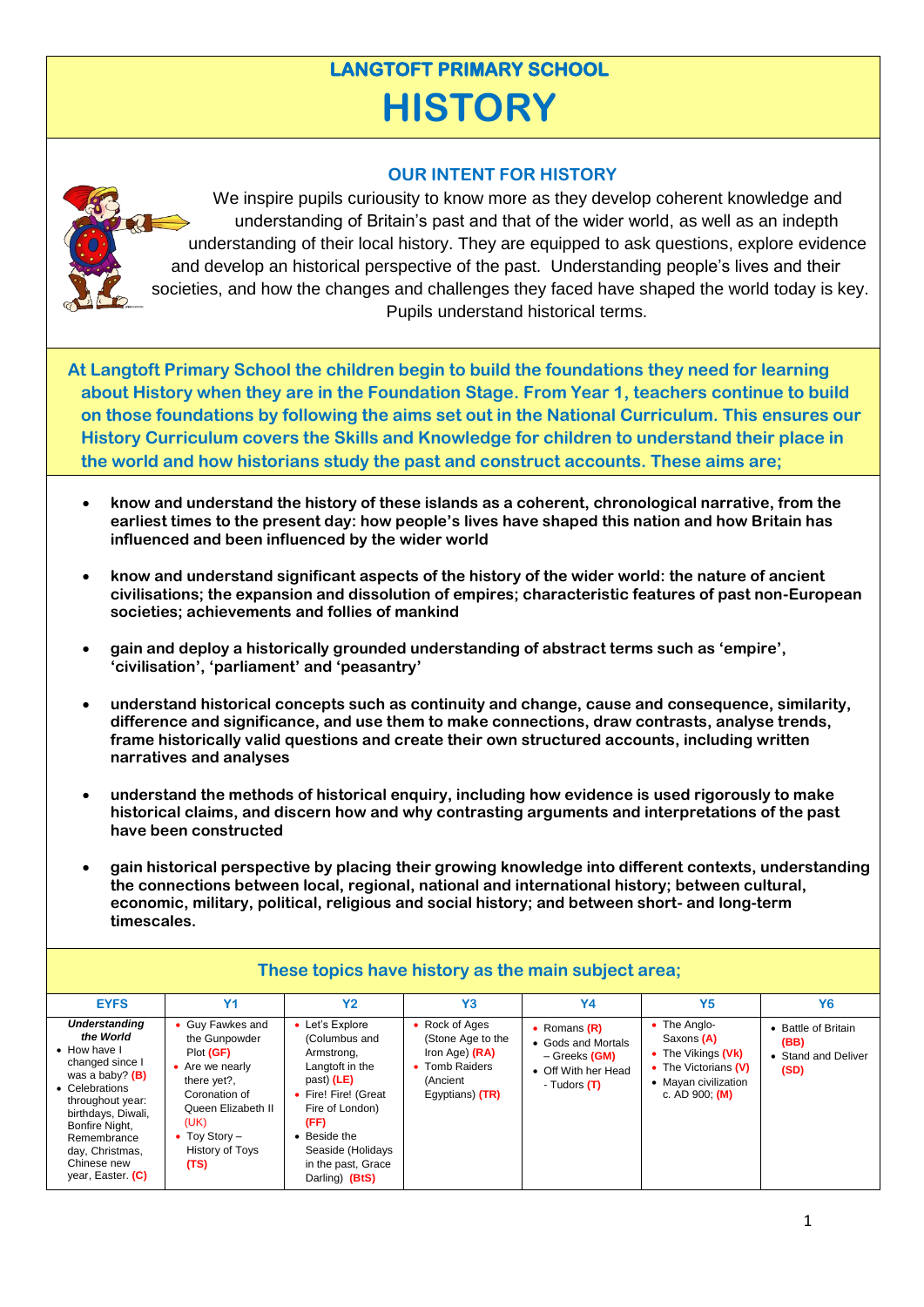# LANGTOFT PRIMARY SCHOOL

# HISTORY

## OUR INTENT FOR HISTORY

We inspire pupils curiousity to know more as they develop coherent knowledge and understanding of Britain's past and that of the wider world, as well as an indepth understanding of their local history. They are equipped to ask questions, explore evidence and develop an historical perspective of the past. Understanding people's lives and their societies, and how the changes and challenges they faced have shaped the world today is key. Pupils understand historical terms.

**At Langtoft Primary School the children begin to build the foundations they need for learning about History when they are in the Foundation Stage. From Year 1, teachers continue to build on those foundations by following the aims set out in the National Curriculum. This ensures our History Curriculum covers the Skills and Knowledge for children to understand their place in the world and how historians study the past and construct accounts. These aims are;**

- **know and understand the history of these islands as a coherent, chronological narrative, from the earliest times to the present day: how people's lives have shaped this nation and how Britain has influenced and been influenced by the wider world**
- **know and understand significant aspects of the history of the wider world: the nature of ancient civilisations; the expansion and dissolution of empires; characteristic features of past non-European societies; achievements and follies of mankind**
- **gain and deploy a historically grounded understanding of abstract terms such as 'empire', 'civilisation', 'parliament' and 'peasantry'**
- **understand historical concepts such as continuity and change, cause and consequence, similarity, difference and significance, and use them to make connections, draw contrasts, analyse trends, frame historically valid questions and create their own structured accounts, including written narratives and analyses**
- **understand the methods of historical enquiry, including how evidence is used rigorously to make historical claims, and discern how and why contrasting arguments and interpretations of the past have been constructed**
- **gain historical perspective by placing their growing knowledge into different contexts, understanding the connections between local, regional, national and international history; between cultural, economic, military, political, religious and social history; and between short- and long-term timescales.**

## These topics have history as the main subject area;

| EYFS | Y1 | Y2 | Y3 | Y4 | Y5 | Y6 |
|---|---|---|---|---|---|---|
| ***Understanding the World***<br>• How have I changed since I was a baby? **(B)**<br>• Celebrations throughout year: birthdays, Diwali, Bonfire Night, Remembrance day, Christmas, Chinese new year, Easter. **(C)** | • Guy Fawkes and the Gunpowder Plot **(GF)**<br>• Are we nearly there yet?, Coronation of Queen Elizabeth II (UK)<br>• Toy Story – History of Toys **(TS)** | • Let's Explore (Columbus and Armstrong, Langtoft in the past) **(LE)**<br>• Fire! Fire! (Great Fire of London) **(FF)**<br>• Beside the Seaside (Holidays in the past, Grace Darling) **(BtS)** | • Rock of Ages (Stone Age to the Iron Age) **(RA)**<br>• Tomb Raiders (Ancient Egyptians) **(TR)** | • Romans **(R)**<br>• Gods and Mortals – Greeks **(GM)**<br>• Off With her Head - Tudors **(T)** | • The Anglo-Saxons **(A)**<br>• The Vikings **(Vk)**<br>• The Victorians **(V)**<br>• Mayan civilization c. AD 900; **(M)** | • Battle of Britain **(BB)**<br>• Stand and Deliver **(SD)** |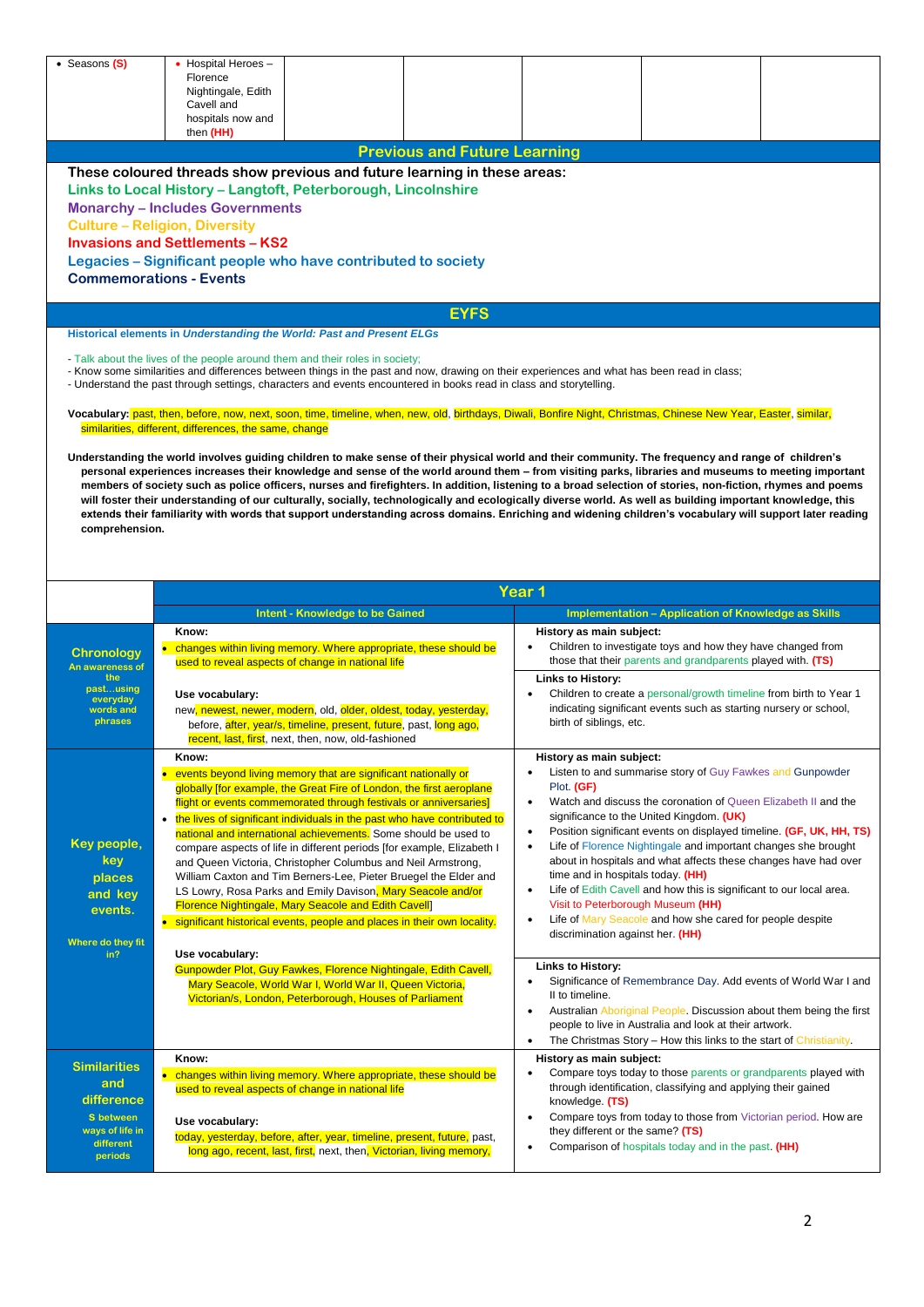| • Seasons (S) | • Hospital Heroes – Florence Nightingale, Edith Cavell and hospitals now and then (HH) | | | | | |
|---|---|---|---|---|---|---|

## Previous and Future Learning

**These coloured threads show previous and future learning in these areas:**

**Links to Local History – Langtoft, Peterborough, Lincolnshire**
**Monarchy – Includes Governments**
**Culture – Religion, Diversity**
**Invasions and Settlements – KS2**
**Legacies – Significant people who have contributed to society**
**Commemorations - Events**

## EYFS

**Historical elements in *Understanding the World: Past and Present ELGs***

- Talk about the lives of the people around them and their roles in society;
- Know some similarities and differences between things in the past and now, drawing on their experiences and what has been read in class;
- Understand the past through settings, characters and events encountered in books read in class and storytelling.

**Vocabulary:** past, then, before, now, next, soon, time, timeline, when, new, old, birthdays, Diwali, Bonfire Night, Christmas, Chinese New Year, Easter, similar, similarities, different, differences, the same, change

**Understanding the world involves guiding children to make sense of their physical world and their community. The frequency and range of children's personal experiences increases their knowledge and sense of the world around them – from visiting parks, libraries and museums to meeting important members of society such as police officers, nurses and firefighters. In addition, listening to a broad selection of stories, non-fiction, rhymes and poems will foster their understanding of our culturally, socially, technologically and ecologically diverse world. As well as building important knowledge, this extends their familiarity with words that support understanding across domains. Enriching and widening children's vocabulary will support later reading comprehension.**

## Year 1

| | Intent - Knowledge to be Gained | Implementation – Application of Knowledge as Skills |
|---|---|---|
| **Chronology**<br>An awareness of the past…using everyday words and phrases | **Know:**<br>• changes within living memory. Where appropriate, these should be used to reveal aspects of change in national life<br><br>**Use vocabulary:**<br>new, newest, newer, modern, old, older, oldest, today, yesterday, before, after, year/s, timeline, present, future, past, long ago, recent, last, first, next, then, now, old-fashioned | **History as main subject:**<br>• Children to investigate toys and how they have changed from those that their parents and grandparents played with. (TS)<br><br>**Links to History:**<br>• Children to create a personal/growth timeline from birth to Year 1 indicating significant events such as starting nursery or school, birth of siblings, etc. |
| **Key people, key places and key events.**<br>Where do they fit in? | **Know:**<br>• events beyond living memory that are significant nationally or globally [for example, the Great Fire of London, the first aeroplane flight or events commemorated through festivals or anniversaries]<br>• the lives of significant individuals in the past who have contributed to national and international achievements. Some should be used to compare aspects of life in different periods [for example, Elizabeth I and Queen Victoria, Christopher Columbus and Neil Armstrong, William Caxton and Tim Berners-Lee, Pieter Bruegel the Elder and LS Lowry, Rosa Parks and Emily Davison, Mary Seacole and/or Florence Nightingale, Mary Seacole and Edith Cavell]<br>• significant historical events, people and places in their own locality.<br><br>**Use vocabulary:**<br>Gunpowder Plot, Guy Fawkes, Florence Nightingale, Edith Cavell, Mary Seacole, World War I, World War II, Queen Victoria, Victorian/s, London, Peterborough, Houses of Parliament | **History as main subject:**<br>• Listen to and summarise story of Guy Fawkes and Gunpowder Plot. (GF)<br>• Watch and discuss the coronation of Queen Elizabeth II and the significance to the United Kingdom. (UK)<br>• Position significant events on displayed timeline. (GF, UK, HH, TS)<br>• Life of Florence Nightingale and important changes she brought about in hospitals and what affects these changes have had over time and in hospitals today. (HH)<br>• Life of Edith Cavell and how this is significant to our local area. Visit to Peterborough Museum (HH)<br>• Life of Mary Seacole and how she cared for people despite discrimination against her. (HH)<br><br>**Links to History:**<br>• Significance of Remembrance Day. Add events of World War I and II to timeline.<br>• Australian Aboriginal People. Discussion about them being the first people to live in Australia and look at their artwork.<br>• The Christmas Story – How this links to the start of Christianity. |
| **Similarities and differences between ways of life in different periods** | **Know:**<br>• changes within living memory. Where appropriate, these should be used to reveal aspects of change in national life<br><br>**Use vocabulary:**<br>today, yesterday, before, after, year, timeline, present, future, past, long ago, recent, last, first, next, then, Victorian, living memory, | **History as main subject:**<br>• Compare toys today to those parents or grandparents played with through identification, classifying and applying their gained knowledge. (TS)<br>• Compare toys from today to those from Victorian period. How are they different or the same? (TS)<br>• Comparison of hospitals today and in the past. (HH) |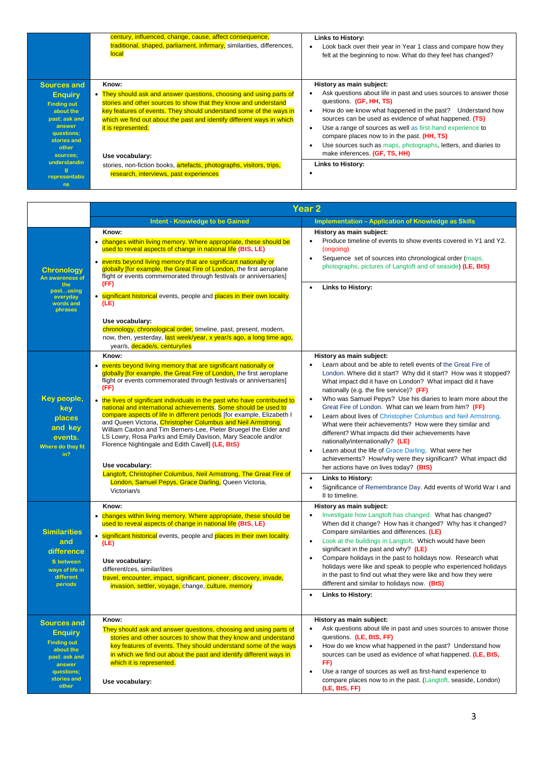| | | |
|---|---|---|
| | century, influenced, change, cause, affect consequence, traditional, shaped, parliament, infirmary, similarities, differences, local | **Links to History:**<br>• Look back over their year in Year 1 class and compare how they felt at the beginning to now. What do they feel has changed? |
| **Sources and Enquiry**<br>Finding out about the past: ask and answer questions; stories and other sources; understanding representations | **Know:**<br>• They should ask and answer questions, choosing and using parts of stories and other sources to show that they know and understand key features of events. They should understand some of the ways in which we find out about the past and identify different ways in which it is represented.<br><br>**Use vocabulary:**<br>stories, non-fiction books, artefacts, photographs, visitors, trips, research, interviews, past experiences | **History as main subject:**<br>• Ask questions about life in past and uses sources to answer those questions. (GF, HH, TS)<br>• How do we know what happened in the past? Understand how sources can be used as evidence of what happened. (TS)<br>• Use a range of sources as well as first-hand experience to compare places now to in the past. (HH, TS)<br>• Use sources such as maps, photographs, letters, and diaries to make inferences. (GF, TS, HH)<br><br>**Links to History:**<br>• |

| | Year 2 | |
|---|---|---|
| | **Intent - Knowledge to be Gained** | **Implementation – Application of Knowledge as Skills** |
| **Chronology**<br>An awareness of the past…using everyday words and phrases | **Know:**<br>• changes within living memory. Where appropriate, these should be used to reveal aspects of change in national life (BtS, LE)<br>• events beyond living memory that are significant nationally or globally [for example, the Great Fire of London, the first aeroplane flight or events commemorated through festivals or anniversaries] (FF)<br>• significant historical events, people and places in their own locality. (LE)<br><br>**Use vocabulary:**<br>chronology, chronological order, timeline, past, present, modern, now, then, yesterday, last week/year, x year/s ago, a long time ago, year/s, decade/s, century/ies | **History as main subject:**<br>• Produce timeline of events to show events covered in Y1 and Y2. (ongoing)<br>• Sequence set of sources into chronological order (maps, photographs, pictures of Langtoft and of seaside) (LE, BtS)<br><br>• **Links to History:** |
| **Key people, key places and key events.**<br>Where do they fit in? | **Know:**<br>• events beyond living memory that are significant nationally or globally [for example, the Great Fire of London, the first aeroplane flight or events commemorated through festivals or anniversaries] (FF)<br>• the lives of significant individuals in the past who have contributed to national and international achievements. Some should be used to compare aspects of life in different periods [for example, Elizabeth I and Queen Victoria, Christopher Columbus and Neil Armstrong, William Caxton and Tim Berners-Lee, Pieter Bruegel the Elder and LS Lowry, Rosa Parks and Emily Davison, Mary Seacole and/or Florence Nightingale and Edith Cavell] (LE, BtS)<br><br>**Use vocabulary:**<br>Langtoft, Christopher Columbus, Neil Armstrong, The Great Fire of London, Samuel Pepys, Grace Darling, Queen Victoria, Victorian/s | **History as main subject:**<br>• Learn about and be able to retell events of the Great Fire of London. Where did it start? Why did it start? How was it stopped? What impact did it have on London? What impact did it have nationally (e.g. the fire service)? (FF)<br>• Who was Samuel Pepys? Use his diaries to learn more about the Great Fire of London. What can we learn from him? (FF)<br>• Learn about lives of Christopher Columbus and Neil Armstrong. What were their achievements? How were they similar and different? What impacts did their achievements have nationally/internationally? (LE)<br>• Learn about the life of Grace Darling. What were her achievements? How/why were they significant? What impact did her actions have on lives today? (BtS)<br><br>• **Links to History:**<br>• Significance of Remembrance Day. Add events of World War I and II to timeline. |
| **Similarities and difference**<br>S between ways of life in different periods | **Know:**<br>• changes within living memory. Where appropriate, these should be used to reveal aspects of change in national life (BtS, LE)<br>• significant historical events, people and places in their own locality. (LE)<br><br>**Use vocabulary:**<br>different/ces, similar/ities<br>travel, encounter, impact, significant, pioneer, discovery, invade, invasion, settler, voyage, change, culture, memory | **History as main subject:**<br>• Investigate how Langtoft has changed. What has changed? When did it change? How has it changed? Why has it changed? Compare similarities and differences. (LE)<br>• Look at the buildings in Langtoft. Which would have been significant in the past and why? (LE)<br>• Compare holidays in the past to holidays now. Research what holidays were like and speak to people who experienced holidays in the past to find out what they were like and how they were different and similar to holidays now. (BtS)<br><br>• **Links to History:** |
| **Sources and Enquiry**<br>Finding out about the past: ask and answer questions; stories and other | **Know:**<br>They should ask and answer questions, choosing and using parts of stories and other sources to show that they know and understand key features of events. They should understand some of the ways in which we find out about the past and identify different ways in which it is represented.<br><br>**Use vocabulary:** | **History as main subject:**<br>• Ask questions about life in past and uses sources to answer those questions. (LE, BtS, FF)<br>• How do we know what happened in the past? Understand how sources can be used as evidence of what happened. (LE, BtS, FF)<br>• Use a range of sources as well as first-hand experience to compare places now to in the past. (Langtoft, seaside, London) (LE, BtS, FF) |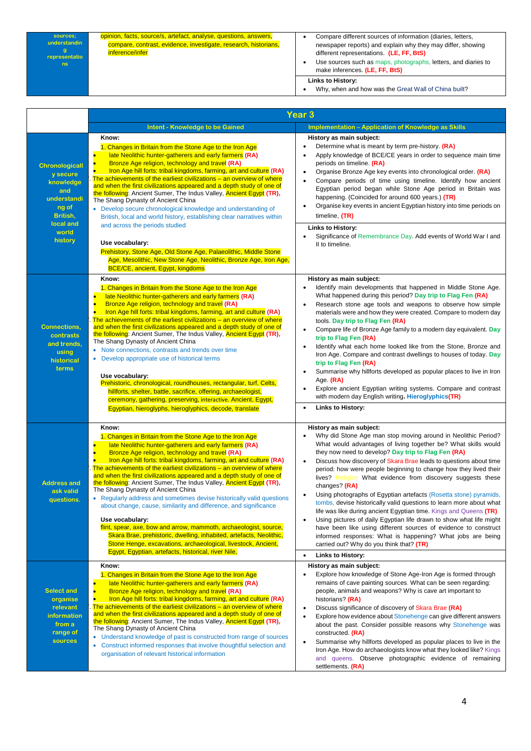| sources; understanding representations | opinion, facts, source/s, artefact, analyse, questions, answers, compare, contrast, evidence, investigate, research, historians, inference/infer | • Compare different sources of information (diaries, letters, newspaper reports) and explain why they may differ, showing different representations. (LE, FF, BtS)<br>• Use sources such as maps, photographs, letters, and diaries to make inferences. (LE, FF, BtS)<br>**Links to History:**<br>• Why, when and how was the Great Wall of China built? |
|---|---|---|

| | **Year 3** | |
|---|---|---|
| | **Intent - Knowledge to be Gained** | **Implementation – Application of Knowledge as Skills** |
| **Chronologically secure knowledge and understanding of British, local and world history** | **Know:**<br>1. Changes in Britain from the Stone Age to the Iron Age<br>• late Neolithic hunter-gatherers and early farmers (RA)<br>• Bronze Age religion, technology and travel (RA)<br>• Iron Age hill forts: tribal kingdoms, farming, art and culture (RA)<br>. The achievements of the earliest civilizations – an overview of where and when the first civilizations appeared and a depth study of one of the following: Ancient Sumer, The Indus Valley, Ancient Egypt (TR), The Shang Dynasty of Ancient China<br>• Develop secure chronological knowledge and understanding of British, local and world history, establishing clear narratives within and across the periods studied<br><br>**Use vocabulary:**<br>Prehistory, Stone Age, Old Stone Age, Palaeolithic, Middle Stone Age, Mesolithic, New Stone Age, Neolithic, Bronze Age, Iron Age, BCE/CE, ancient, Egypt, kingdoms | **History as main subject:**<br>• Determine what is meant by term pre-history. (RA)<br>• Apply knowledge of BCE/CE years in order to sequence main time periods on timeline. (RA)<br>• Organise Bronze Age key events into chronological order. (RA)<br>• Compare periods of time using timeline. Identify how ancient Egyptian period began while Stone Age period in Britain was happening. (Coincided for around 600 years.) (TR)<br>• Organise key events in ancient Egyptian history into time periods on timeline. (TR)<br>**Links to History:**<br>• Significance of Remembrance Day. Add events of World War I and II to timeline. |
| **Connections, contrasts and trends, using historical terms** | **Know:**<br>1. Changes in Britain from the Stone Age to the Iron Age<br>• late Neolithic hunter-gatherers and early farmers (RA)<br>• Bronze Age religion, technology and travel (RA)<br>• Iron Age hill forts: tribal kingdoms, farming, art and culture (RA)<br>. The achievements of the earliest civilizations – an overview of where and when the first civilizations appeared and a depth study of one of the following: Ancient Sumer, The Indus Valley, Ancient Egypt (TR), The Shang Dynasty of Ancient China<br>• Note connections, contrasts and trends over time<br>• Develop appropriate use of historical terms<br><br>**Use vocabulary:**<br>Prehistoric, chronological, roundhouses, rectangular, turf, Celts, hillforts, shelter, battle, sacrifice, offering, archaeologist, ceremony, gathering, preserving, interactive. Ancient, Egypt, Egyptian, hieroglyphs, hieroglyphics, decode, translate | **History as main subject:**<br>• Identify main developments that happened in Middle Stone Age. What happened during this period? Day trip to Flag Fen (RA)<br>• Research stone age tools and weapons to observe how simple materials were and how they were created. Compare to modern day tools. Day trip to Flag Fen (RA)<br>• Compare life of Bronze Age family to a modern day equivalent. Day trip to Flag Fen (RA)<br>• Identify what each home looked like from the Stone, Bronze and Iron Age. Compare and contrast dwellings to houses of today. Day trip to Flag Fen (RA)<br>• Summarise why hillforts developed as popular places to live in Iron Age. (RA)<br>• Explore ancient Egyptian writing systems. Compare and contrast with modern day English writing. **Hieroglyphics(TR)**<br>• **Links to History:** |
| **Address and ask valid questions.** | **Know:**<br>1. Changes in Britain from the Stone Age to the Iron Age<br>• late Neolithic hunter-gatherers and early farmers (RA)<br>• Bronze Age religion, technology and travel (RA)<br>• Iron Age hill forts: tribal kingdoms, farming, art and culture (RA)<br>. The achievements of the earliest civilizations – an overview of where and when the first civilizations appeared and a depth study of one of the following: Ancient Sumer, The Indus Valley, Ancient Egypt (TR), The Shang Dynasty of Ancient China<br>• Regularly address and sometimes devise historically valid questions about change, cause, similarity and difference, and significance<br><br>**Use vocabulary:**<br>flint, spear, axe, bow and arrow, mammoth, archaeologist, source, Skara Brae, prehistoric, dwelling, inhabited, artefacts, Neolithic, Stone Henge, excavations, archaeological, livestock, Ancient, Egypt, Egyptian, artefacts, historical, river Nile, | **History as main subject:**<br>• Why did Stone Age man stop moving around in Neolithic Period? What would advantages of living together be? What skills would they now need to develop? Day trip to Flag Fen (RA)<br>• Discuss how discovery of Skara Brae leads to questions about time period: how were people beginning to change how they lived their lives? Religion What evidence from discovery suggests these changes? (RA)<br>• Using photographs of Egyptian artefacts (Rosetta stone) pyramids, tombs, devise historically valid questions to learn more about what life was like during ancient Egyptian time. Kings and Queens (TR)<br>• Using pictures of daily Egyptian life drawn to show what life might have been like using different sources of evidence to construct informed responses: What is happening? What jobs are being carried out? Why do you think that? (TR)<br>• **Links to History:** |
| **Select and organise relevant information from a range of sources** | **Know:**<br>1. Changes in Britain from the Stone Age to the Iron Age<br>• late Neolithic hunter-gatherers and early farmers (RA)<br>• Bronze Age religion, technology and travel (RA)<br>• Iron Age hill forts: tribal kingdoms, farming, art and culture (RA)<br>. The achievements of the earliest civilizations – an overview of where and when the first civilizations appeared and a depth study of one of the following: Ancient Sumer, The Indus Valley, Ancient Egypt (TR), The Shang Dynasty of Ancient China<br>• Understand knowledge of past is constructed from range of sources<br>• Construct informed responses that involve thoughtful selection and organisation of relevant historical information | **History as main subject:**<br>• Explore how knowledge of Stone Age-Iron Age is formed through remains of cave painting sources. What can be seen regarding: people, animals and weapons? Why is cave art important to historians? (RA)<br>• Discuss significance of discovery of Skara Brae (RA)<br>• Explore how evidence about Stonehenge can give different answers about the past. Consider possible reasons why Stonehenge was constructed. (RA)<br>• Summarise why hillforts developed as popular places to live in the Iron Age. How do archaeologists know what they looked like? Kings and queens. Observe photographic evidence of remaining settlements. (RA) |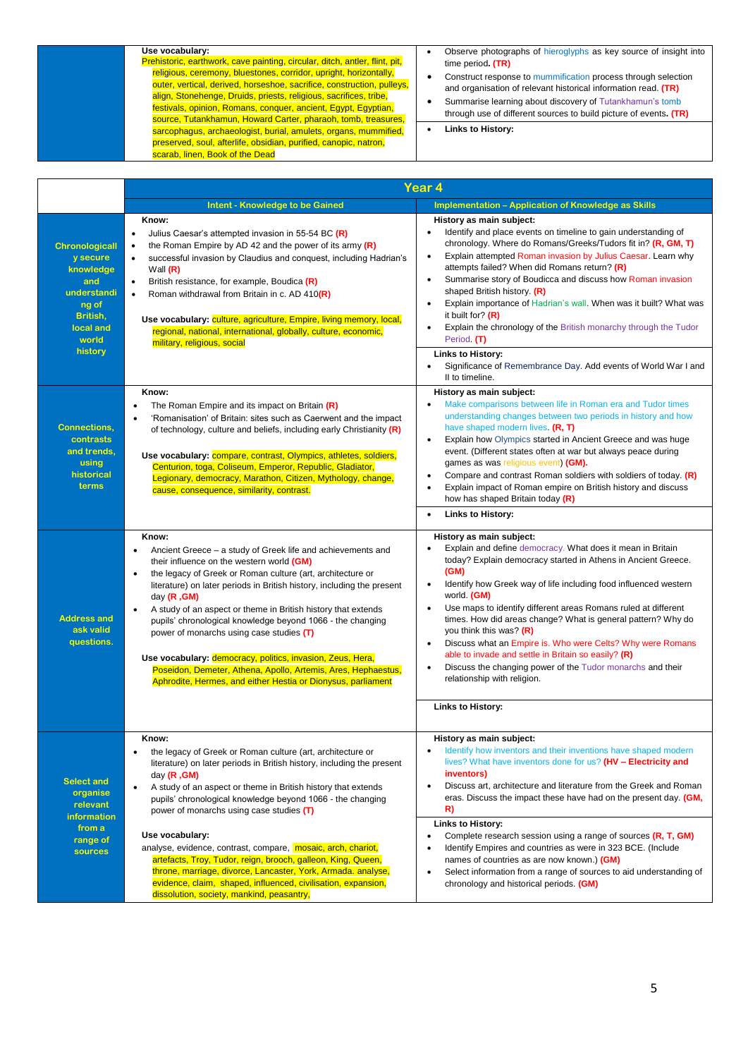| | | |
|---|---|---|
| | **Use vocabulary:** Prehistoric, earthwork, cave painting, circular, ditch, antler, flint, pit, religious, ceremony, bluestones, corridor, upright, horizontally, outer, vertical, derived, horseshoe, sacrifice, construction, pulleys, align, Stonehenge, Druids, priests, religious, sacrifices, tribe, festivals, opinion, Romans, conquer, ancient, Egypt, Egyptian, source, Tutankhamun, Howard Carter, pharaoh, tomb, treasures, sarcophagus, archaeologist, burial, amulets, organs, mummified, preserved, soul, afterlife, obsidian, canopic, natron, scarab, linen, Book of the Dead | • Observe photographs of hieroglyphs as key source of insight into time period. **(TR)**<br>• Construct response to mummification process through selection and organisation of relevant historical information read. **(TR)**<br>• Summarise learning about discovery of Tutankhamun's tomb through use of different sources to build picture of events. **(TR)**<br>• **Links to History:** |

| | Year 4 | |
|---|---|---|
| | **Intent - Knowledge to be Gained** | **Implementation – Application of Knowledge as Skills** |
| **Chronologically secure knowledge and understanding of British, local and world history** | **Know:**<br>• Julius Caesar's attempted invasion in 55-54 BC **(R)**<br>• the Roman Empire by AD 42 and the power of its army **(R)**<br>• successful invasion by Claudius and conquest, including Hadrian's Wall **(R)**<br>• British resistance, for example, Boudica **(R)**<br>• Roman withdrawal from Britain in c. AD 410**(R)**<br><br>**Use vocabulary:** culture, agriculture, Empire, living memory, local, regional, national, international, globally, culture, economic, military, religious, social | **History as main subject:**<br>• Identify and place events on timeline to gain understanding of chronology. Where do Romans/Greeks/Tudors fit in? **(R, GM, T)**<br>• Explain attempted Roman invasion by Julius Caesar. Learn why attempts failed? When did Romans return? **(R)**<br>• Summarise story of Boudicca and discuss how Roman invasion shaped British history. **(R)**<br>• Explain importance of Hadrian's wall. When was it built? What was it built for? **(R)**<br>• Explain the chronology of the British monarchy through the Tudor Period. **(T)**<br><br>**Links to History:**<br>• Significance of Remembrance Day. Add events of World War I and II to timeline. |
| **Connections, contrasts and trends, using historical terms** | **Know:**<br>• The Roman Empire and its impact on Britain **(R)**<br>• 'Romanisation' of Britain: sites such as Caerwent and the impact of technology, culture and beliefs, including early Christianity **(R)**<br><br>**Use vocabulary:** compare, contrast, Olympics, athletes, soldiers, Centurion, toga, Coliseum, Emperor, Republic, Gladiator, Legionary, democracy, Marathon, Citizen, Mythology, change, cause, consequence, similarity, contrast. | **History as main subject:**<br>• Make comparisons between life in Roman era and Tudor times understanding changes between two periods in history and how have shaped modern lives. **(R, T)**<br>• Explain how Olympics started in Ancient Greece and was huge event. (Different states often at war but always peace during games as was religious event) **(GM).**<br>• Compare and contrast Roman soldiers with soldiers of today. **(R)**<br>• Explain impact of Roman empire on British history and discuss how has shaped British today **(R)**<br><br>• **Links to History:** |
| **Address and ask valid questions.** | **Know:**<br>• Ancient Greece – a study of Greek life and achievements and their influence on the western world **(GM)**<br>• the legacy of Greek or Roman culture (art, architecture or literature) on later periods in British history, including the present day **(R ,GM)**<br>• A study of an aspect or theme in British history that extends pupils' chronological knowledge beyond 1066 - the changing power of monarchs using case studies **(T)**<br><br>**Use vocabulary:** democracy, politics, invasion, Zeus, Hera, Poseidon, Demeter, Athena, Apollo, Artemis, Ares, Hephaestus, Aphrodite, Hermes, and either Hestia or Dionysus, parliament | **History as main subject:**<br>• Explain and define democracy. What does it mean in Britain today? Explain democracy started in Athens in Ancient Greece. **(GM)**<br>• Identify how Greek way of life including food influenced western world. **(GM)**<br>• Use maps to identify different areas Romans ruled at different times. How did areas change? What is general pattern? Why do you think this was? **(R)**<br>• Discuss what an Empire is. Who were Celts? Why were Romans able to invade and settle in Britain so easily? **(R)**<br>• Discuss the changing power of the Tudor monarchs and their relationship with religion.<br><br>**Links to History:** |
| **Select and organise relevant information from a range of sources** | **Know:**<br>• the legacy of Greek or Roman culture (art, architecture or literature) on later periods in British history, including the present day **(R ,GM)**<br>• A study of an aspect or theme in British history that extends pupils' chronological knowledge beyond 1066 - the changing power of monarchs using case studies **(T)**<br><br>**Use vocabulary:**<br>analyse, evidence, contrast, compare, mosaic, arch, chariot, artefacts, Troy, Tudor, reign, brooch, galleon, King, Queen, throne, marriage, divorce, Lancaster, York, Armada. analyse, evidence, claim, shaped, influenced, civilisation, expansion, dissolution, society, mankind, peasantry, | **History as main subject:**<br>• Identify how inventors and their inventions have shaped modern lives? What have inventors done for us? **(HV – Electricity and inventors)**<br>• Discuss art, architecture and literature from the Greek and Roman eras. Discuss the impact these have had on the present day. **(GM, R)**<br><br>**Links to History:**<br>• Complete research session using a range of sources **(R, T, GM)**<br>• Identify Empires and countries as were in 323 BCE. (Include names of countries as are now known.) **(GM)**<br>• Select information from a range of sources to aid understanding of chronology and historical periods. **(GM)** |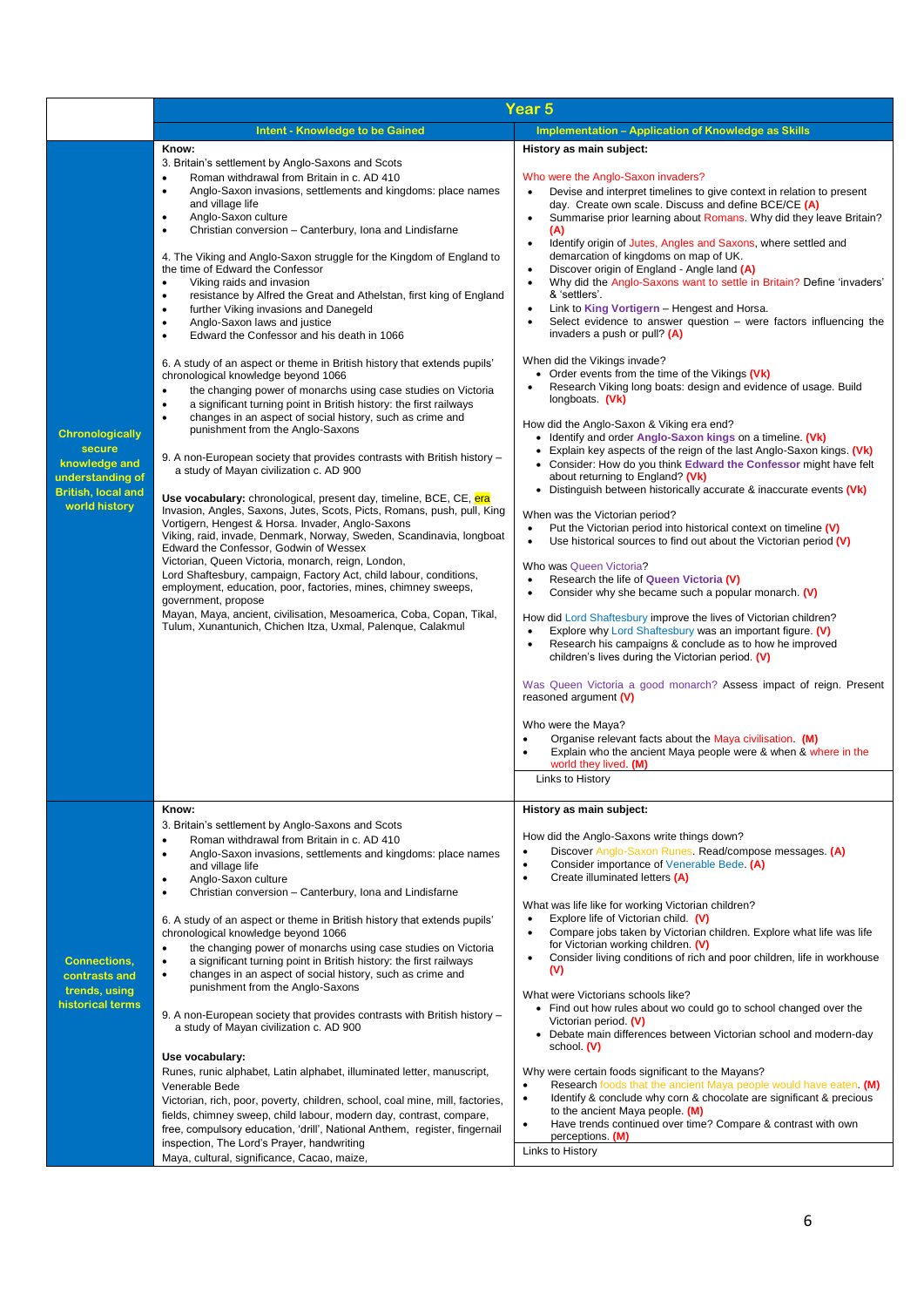| | Year 5 | |
|---|---|---|
| | **Intent - Knowledge to be Gained** | **Implementation – Application of Knowledge as Skills** |
| **Chronologically secure knowledge and understanding of British, local and world history** | **Know:**<br>3. Britain's settlement by Anglo-Saxons and Scots<br>• Roman withdrawal from Britain in c. AD 410<br>• Anglo-Saxon invasions, settlements and kingdoms: place names and village life<br>• Anglo-Saxon culture<br>• Christian conversion – Canterbury, Iona and Lindisfarne<br><br>4. The Viking and Anglo-Saxon struggle for the Kingdom of England to the time of Edward the Confessor<br>• Viking raids and invasion<br>• resistance by Alfred the Great and Athelstan, first king of England<br>• further Viking invasions and Danegeld<br>• Anglo-Saxon laws and justice<br>• Edward the Confessor and his death in 1066<br><br>6. A study of an aspect or theme in British history that extends pupils' chronological knowledge beyond 1066<br>• the changing power of monarchs using case studies on Victoria<br>• a significant turning point in British history: the first railways<br>• changes in an aspect of social history, such as crime and punishment from the Anglo-Saxons<br><br>9. A non-European society that provides contrasts with British history – a study of Mayan civilization c. AD 900<br><br>**Use vocabulary:** chronological, present day, timeline, BCE, CE, era<br>Invasion, Angles, Saxons, Jutes, Scots, Picts, Romans, push, pull, King Vortigern, Hengest & Horsa. Invader, Anglo-Saxons<br>Viking, raid, invade, Denmark, Norway, Sweden, Scandinavia, longboat<br>Edward the Confessor, Godwin of Wessex<br>Victorian, Queen Victoria, monarch, reign, London,<br>Lord Shaftesbury, campaign, Factory Act, child labour, conditions, employment, education, poor, factories, mines, chimney sweeps, government, propose<br>Mayan, Maya, ancient, civilisation, Mesoamerica, Coba, Copan, Tikal, Tulum, Xunantunich, Chichen Itza, Uxmal, Palenque, Calakmul | **History as main subject:**<br><br>Who were the Anglo-Saxon invaders?<br>• Devise and interpret timelines to give context in relation to present day. Create own scale. Discuss and define BCE/CE **(A)**<br>• Summarise prior learning about Romans. Why did they leave Britain? **(A)**<br>• Identify origin of Jutes, Angles and Saxons, where settled and demarcation of kingdoms on map of UK.<br>• Discover origin of England - Angle land **(A)**<br>• Why did the Anglo-Saxons want to settle in Britain? Define 'invaders' & 'settlers'.<br>• Link to **King Vortigern** – Hengest and Horsa.<br>• Select evidence to answer question – were factors influencing the invaders a push or pull? **(A)**<br><br>When did the Vikings invade?<br>• Order events from the time of the Vikings **(Vk)**<br>• Research Viking long boats: design and evidence of usage. Build longboats. **(Vk)**<br><br>How did the Anglo-Saxon & Viking era end?<br>• Identify and order **Anglo-Saxon kings** on a timeline. **(Vk)**<br>• Explain key aspects of the reign of the last Anglo-Saxon kings. **(Vk)**<br>• Consider: How do you think **Edward the Confessor** might have felt about returning to England? **(Vk)**<br>• Distinguish between historically accurate & inaccurate events **(Vk)**<br><br>When was the Victorian period?<br>• Put the Victorian period into historical context on timeline **(V)**<br>• Use historical sources to find out about the Victorian period **(V)**<br><br>Who was Queen Victoria?<br>• Research the life of **Queen Victoria (V)**<br>• Consider why she became such a popular monarch. **(V)**<br><br>How did Lord Shaftesbury improve the lives of Victorian children?<br>• Explore why Lord Shaftesbury was an important figure. **(V)**<br>• Research his campaigns & conclude as to how he improved children's lives during the Victorian period. **(V)**<br><br>Was Queen Victoria a good monarch? Assess impact of reign. Present reasoned argument **(V)**<br><br>Who were the Maya?<br>• Organise relevant facts about the Maya civilisation. **(M)**<br>• Explain who the ancient Maya people were & when & where in the world they lived. **(M)**<br><br>Links to History |
| **Connections, contrasts and trends, using historical terms** | **Know:**<br>3. Britain's settlement by Anglo-Saxons and Scots<br>• Roman withdrawal from Britain in c. AD 410<br>• Anglo-Saxon invasions, settlements and kingdoms: place names and village life<br>• Anglo-Saxon culture<br>• Christian conversion – Canterbury, Iona and Lindisfarne<br><br>6. A study of an aspect or theme in British history that extends pupils' chronological knowledge beyond 1066<br>• the changing power of monarchs using case studies on Victoria<br>• a significant turning point in British history: the first railways<br>• changes in an aspect of social history, such as crime and punishment from the Anglo-Saxons<br><br>9. A non-European society that provides contrasts with British history – a study of Mayan civilization c. AD 900<br><br>**Use vocabulary:**<br>Runes, runic alphabet, Latin alphabet, illuminated letter, manuscript, Venerable Bede<br>Victorian, rich, poor, poverty, children, school, coal mine, mill, factories, fields, chimney sweep, child labour, modern day, contrast, compare, free, compulsory education, 'drill', National Anthem, register, fingernail inspection, The Lord's Prayer, handwriting<br>Maya, cultural, significance, Cacao, maize, | **History as main subject:**<br><br>How did the Anglo-Saxons write things down?<br>• Discover Anglo-Saxon Runes. Read/compose messages. **(A)**<br>• Consider importance of Venerable Bede. **(A)**<br>• Create illuminated letters **(A)**<br><br>What was life like for working Victorian children?<br>• Explore life of Victorian child. **(V)**<br>• Compare jobs taken by Victorian children. Explore what life was life for Victorian working children. **(V)**<br>• Consider living conditions of rich and poor children, life in workhouse **(V)**<br><br>What were Victorians schools like?<br>• Find out how rules about wo could go to school changed over the Victorian period. **(V)**<br>• Debate main differences between Victorian school and modern-day school. **(V)**<br><br>Why were certain foods significant to the Mayans?<br>• Research foods that the ancient Maya people would have eaten. **(M)**<br>• Identify & conclude why corn & chocolate are significant & precious to the ancient Maya people. **(M)**<br>• Have trends continued over time? Compare & contrast with own perceptions. **(M)**<br><br>Links to History |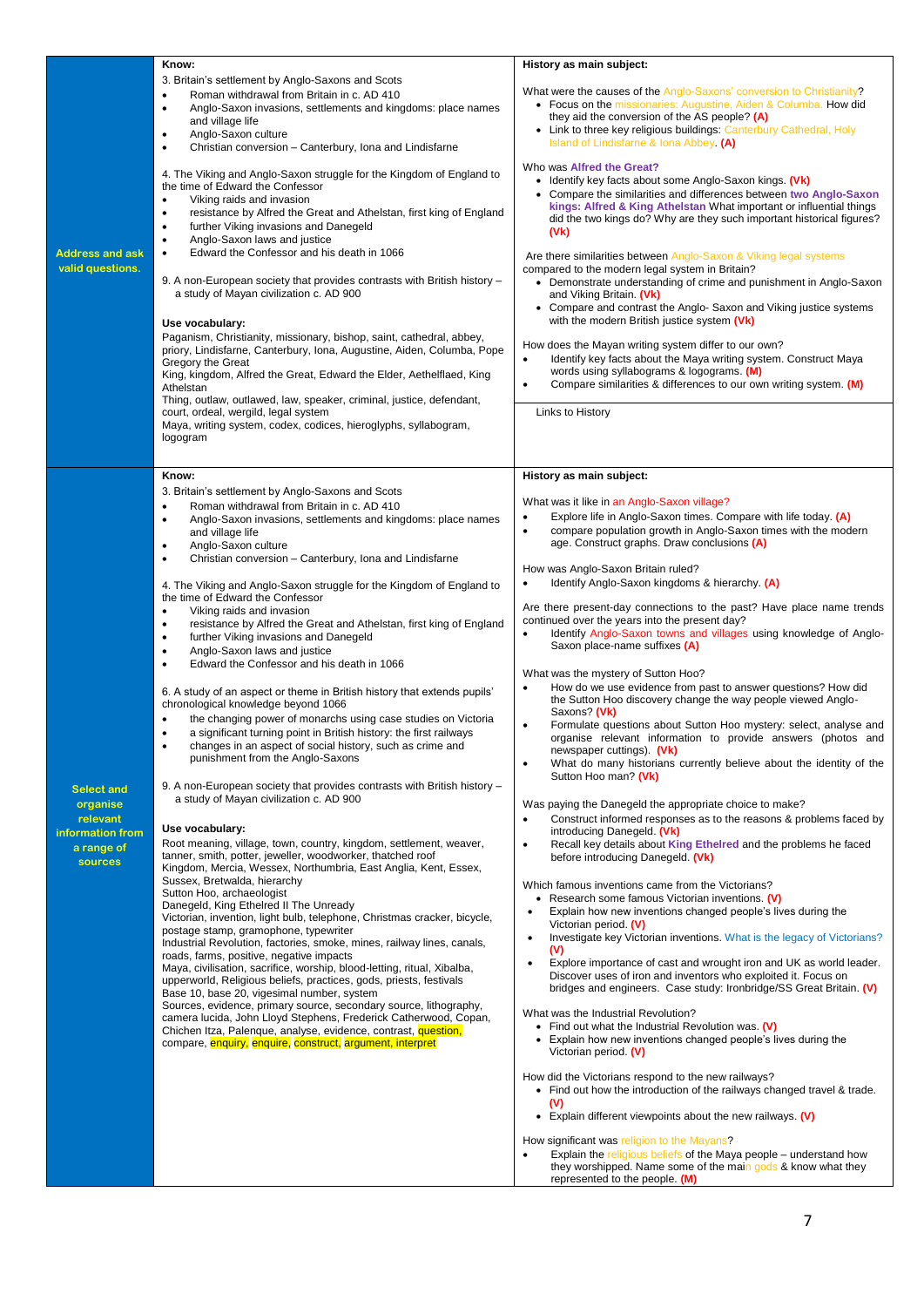| | | |
|---|---|---|
| **Address and ask valid questions.** | **Know:**<br>3. Britain's settlement by Anglo-Saxons and Scots<br>• Roman withdrawal from Britain in c. AD 410<br>• Anglo-Saxon invasions, settlements and kingdoms: place names and village life<br>• Anglo-Saxon culture<br>• Christian conversion – Canterbury, Iona and Lindisfarne<br><br>4. The Viking and Anglo-Saxon struggle for the Kingdom of England to the time of Edward the Confessor<br>• Viking raids and invasion<br>• resistance by Alfred the Great and Athelstan, first king of England<br>• further Viking invasions and Danegeld<br>• Anglo-Saxon laws and justice<br>• Edward the Confessor and his death in 1066<br><br>9. A non-European society that provides contrasts with British history – a study of Mayan civilization c. AD 900<br><br>**Use vocabulary:**<br>Paganism, Christianity, missionary, bishop, saint, cathedral, abbey, priory, Lindisfarne, Canterbury, Iona, Augustine, Aiden, Columba, Pope Gregory the Great<br>King, kingdom, Alfred the Great, Edward the Elder, Aethelflaed, King Athelstan<br>Thing, outlaw, outlawed, law, speaker, criminal, justice, defendant, court, ordeal, wergild, legal system<br>Maya, writing system, codex, codices, hieroglyphs, syllabogram, logogram | **History as main subject:**<br><br>What were the causes of the Anglo-Saxons' conversion to Christianity?<br>• Focus on the missionaries: Augustine, Aiden & Columba. How did they aid the conversion of the AS people? **(A)**<br>• Link to three key religious buildings: Canterbury Cathedral, Holy Island of Lindisfarne & Iona Abbey. **(A)**<br><br>Who was **Alfred the Great?**<br>• Identify key facts about some Anglo-Saxon kings. **(Vk)**<br>• Compare the similarities and differences between **two Anglo-Saxon kings: Alfred & King Athelstan** What important or influential things did the two kings do? Why are they such important historical figures? **(Vk)**<br><br>Are there similarities between Anglo-Saxon & Viking legal systems compared to the modern legal system in Britain?<br>• Demonstrate understanding of crime and punishment in Anglo-Saxon and Viking Britain. **(Vk)**<br>• Compare and contrast the Anglo- Saxon and Viking justice systems with the modern British justice system **(Vk)**<br><br>How does the Mayan writing system differ to our own?<br>• Identify key facts about the Maya writing system. Construct Maya words using syllabograms & logograms. **(M)**<br>• Compare similarities & differences to our own writing system. **(M)**<br><br>Links to History |
| **Select and organise relevant information from a range of sources** | **Know:**<br>3. Britain's settlement by Anglo-Saxons and Scots<br>• Roman withdrawal from Britain in c. AD 410<br>• Anglo-Saxon invasions, settlements and kingdoms: place names and village life<br>• Anglo-Saxon culture<br>• Christian conversion – Canterbury, Iona and Lindisfarne<br><br>4. The Viking and Anglo-Saxon struggle for the Kingdom of England to the time of Edward the Confessor<br>• Viking raids and invasion<br>• resistance by Alfred the Great and Athelstan, first king of England<br>• further Viking invasions and Danegeld<br>• Anglo-Saxon laws and justice<br>• Edward the Confessor and his death in 1066<br><br>6. A study of an aspect or theme in British history that extends pupils' chronological knowledge beyond 1066<br>• the changing power of monarchs using case studies on Victoria<br>• a significant turning point in British history: the first railways<br>• changes in an aspect of social history, such as crime and punishment from the Anglo-Saxons<br><br>9. A non-European society that provides contrasts with British history – a study of Mayan civilization c. AD 900<br><br>**Use vocabulary:**<br>Root meaning, village, town, country, kingdom, settlement, weaver, tanner, smith, potter, jeweller, woodworker, thatched roof<br>Kingdom, Mercia, Wessex, Northumbria, East Anglia, Kent, Essex, Sussex, Bretwalda, hierarchy<br>Sutton Hoo, archaeologist<br>Danegeld, King Ethelred II The Unready<br>Victorian, invention, light bulb, telephone, Christmas cracker, bicycle, postage stamp, gramophone, typewriter<br>Industrial Revolution, factories, smoke, mines, railway lines, canals, roads, farms, positive, negative impacts<br>Maya, civilisation, sacrifice, worship, blood-letting, ritual, Xibalba, upperworld, Religious beliefs, practices, gods, priests, festivals<br>Base 10, base 20, vigesimal number, system<br>Sources, evidence, primary source, secondary source, lithography, camera lucida, John Lloyd Stephens, Frederick Catherwood, Copan, Chichen Itza, Palenque, analyse, evidence, contrast, question, compare, enquiry, enquire, construct, argument, interpret | **History as main subject:**<br><br>What was it like in an Anglo-Saxon village?<br>• Explore life in Anglo-Saxon times. Compare with life today. **(A)**<br>• compare population growth in Anglo-Saxon times with the modern age. Construct graphs. Draw conclusions **(A)**<br><br>How was Anglo-Saxon Britain ruled?<br>• Identify Anglo-Saxon kingdoms & hierarchy. **(A)**<br><br>Are there present-day connections to the past? Have place name trends continued over the years into the present day?<br>• Identify Anglo-Saxon towns and villages using knowledge of Anglo-Saxon place-name suffixes **(A)**<br><br>What was the mystery of Sutton Hoo?<br>• How do we use evidence from past to answer questions? How did the Sutton Hoo discovery change the way people viewed Anglo-Saxons? **(Vk)**<br>• Formulate questions about Sutton Hoo mystery: select, analyse and organise relevant information to provide answers (photos and newspaper cuttings). **(Vk)**<br>• What do many historians currently believe about the identity of the Sutton Hoo man? **(Vk)**<br><br>Was paying the Danegeld the appropriate choice to make?<br>• Construct informed responses as to the reasons & problems faced by introducing Danegeld. **(Vk)**<br>• Recall key details about **King Ethelred** and the problems he faced before introducing Danegeld. **(Vk)**<br><br>Which famous inventions came from the Victorians?<br>• Research some famous Victorian inventions. **(V)**<br>• Explain how new inventions changed people's lives during the Victorian period. **(V)**<br>• Investigate key Victorian inventions. What is the legacy of Victorians? **(V)**<br>• Explore importance of cast and wrought iron and UK as world leader. Discover uses of iron and inventors who exploited it. Focus on bridges and engineers. Case study: Ironbridge/SS Great Britain. **(V)**<br><br>What was the Industrial Revolution?<br>• Find out what the Industrial Revolution was. **(V)**<br>• Explain how new inventions changed people's lives during the Victorian period. **(V)**<br><br>How did the Victorians respond to the new railways?<br>• Find out how the introduction of the railways changed travel & trade. **(V)**<br>• Explain different viewpoints about the new railways. **(V)**<br><br>How significant was religion to the Mayans?<br>• Explain the religious beliefs of the Maya people – understand how they worshipped. Name some of the main gods & know what they represented to the people. **(M)** |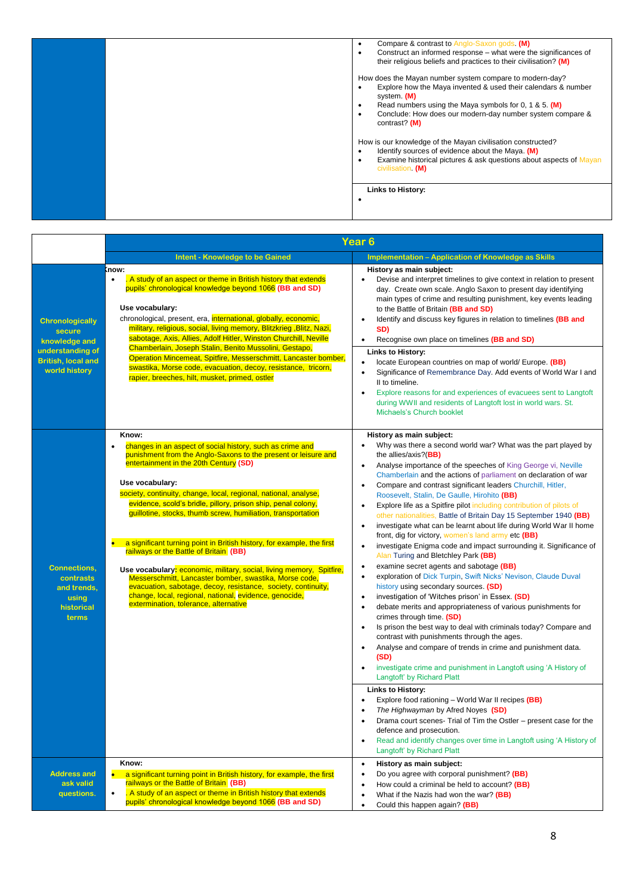| | | |
|---|---|---|
| | | • Compare & contrast to Anglo-Saxon gods. **(M)**<br>• Construct an informed response – what were the significances of their religious beliefs and practices to their civilisation? **(M)**<br><br>How does the Mayan number system compare to modern-day?<br>• Explore how the Maya invented & used their calendars & number system. **(M)**<br>• Read numbers using the Maya symbols for 0, 1 & 5. **(M)**<br>• Conclude: How does our modern-day number system compare & contrast? **(M)**<br><br>How is our knowledge of the Mayan civilisation constructed?<br>• Identify sources of evidence about the Maya. **(M)**<br>• Examine historical pictures & ask questions about aspects of Mayan civilisation. **(M)** |
| | | **Links to History:**<br>• |

| | **Year 6** | |
|---|---|---|
| | **Intent - Knowledge to be Gained** | **Implementation – Application of Knowledge as Skills** |
| **Chronologically secure knowledge and understanding of British, local and world history** | **Know:**<br>• . A study of an aspect or theme in British history that extends pupils' chronological knowledge beyond 1066 **(BB and SD)**<br><br>**Use vocabulary:**<br>chronological, present, era, international, globally, economic, military, religious, social, living memory, Blitzkrieg ,Blitz, Nazi, sabotage, Axis, Allies, Adolf Hitler, Winston Churchill, Neville Chamberlain, Joseph Stalin, Benito Mussolini, Gestapo, Operation Mincemeat, Spitfire, Messerschmitt, Lancaster bomber, swastika, Morse code, evacuation, decoy, resistance, tricorn, rapier, breeches, hilt, musket, primed, ostler | **History as main subject:**<br>• Devise and interpret timelines to give context in relation to present day. Create own scale. Anglo Saxon to present day identifying main types of crime and resulting punishment, key events leading to the Battle of Britain **(BB and SD)**<br>• Identify and discuss key figures in relation to timelines **(BB and SD)**<br>• Recognise own place on timelines **(BB and SD)**<br><br>**Links to History:**<br>• locate European countries on map of world/ Europe. **(BB)**<br>• Significance of Remembrance Day. Add events of World War I and II to timeline.<br>• Explore reasons for and experiences of evacuees sent to Langtoft during WWII and residents of Langtoft lost in world wars. St. Michaels's Church booklet |
| **Connections, contrasts and trends, using historical terms** | **Know:**<br>• changes in an aspect of social history, such as crime and punishment from the Anglo-Saxons to the present or leisure and entertainment in the 20th Century **(SD)**<br><br>**Use vocabulary:**<br>society, continuity, change, local, regional, national, analyse, evidence, scold's bridle, pillory, prison ship, penal colony, guillotine, stocks, thumb screw, humiliation, transportation<br><br>• a significant turning point in British history, for example, the first railways or the Battle of Britain **(BB)**<br><br>**Use vocabulary:** economic, military, social, living memory, Spitfire, Messerschmitt, Lancaster bomber, swastika, Morse code, evacuation, sabotage, decoy, resistance, society, continuity, change, local, regional, national, evidence, genocide, extermination, tolerance, alternative | **History as main subject:**<br>• Why was there a second world war? What was the part played by the allies/axis?**(BB)**<br>• Analyse importance of the speeches of King George vi, Neville Chamberlain and the actions of parliament on declaration of war<br>• Compare and contrast significant leaders Churchill, Hitler, Roosevelt, Stalin, De Gaulle, Hirohito **(BB)**<br>• Explore life as a Spitfire pilot including contribution of pilots of other nationalities. Battle of Britain Day 15 September 1940 **(BB)**<br>• investigate what can be learnt about life during World War II home front, dig for victory, women's land army etc **(BB)**<br>• investigate Enigma code and impact surrounding it. Significance of Alan Turing and Bletchley Park **(BB)**<br>• examine secret agents and sabotage **(BB)**<br>• exploration of Dick Turpin, Swift Nicks' Nevison, Claude Duval history using secondary sources. **(SD)**<br>• investigation of 'Witches prison' in Essex. **(SD)**<br>• debate merits and appropriateness of various punishments for crimes through time. **(SD)**<br>• Is prison the best way to deal with criminals today? Compare and contrast with punishments through the ages.<br>• Analyse and compare of trends in crime and punishment data. **(SD)**<br>• investigate crime and punishment in Langtoft using 'A History of Langtoft' by Richard Platt<br><br>**Links to History:**<br>• Explore food rationing – World War II recipes **(BB)**<br>• *The Highwayman* by Afred Noyes **(SD)**<br>• Drama court scenes- Trial of Tim the Ostler – present case for the defence and prosecution.<br>• Read and identify changes over time in Langtoft using 'A History of Langtoft' by Richard Platt |
| **Address and ask valid questions.** | **Know:**<br>• a significant turning point in British history, for example, the first railways or the Battle of Britain **(BB)**<br>• . A study of an aspect or theme in British history that extends pupils' chronological knowledge beyond 1066 **(BB and SD)** | • **History as main subject:**<br>• Do you agree with corporal punishment? **(BB)**<br>• How could a criminal be held to account? **(BB)**<br>• What if the Nazis had won the war? **(BB)**<br>• Could this happen again? **(BB)** |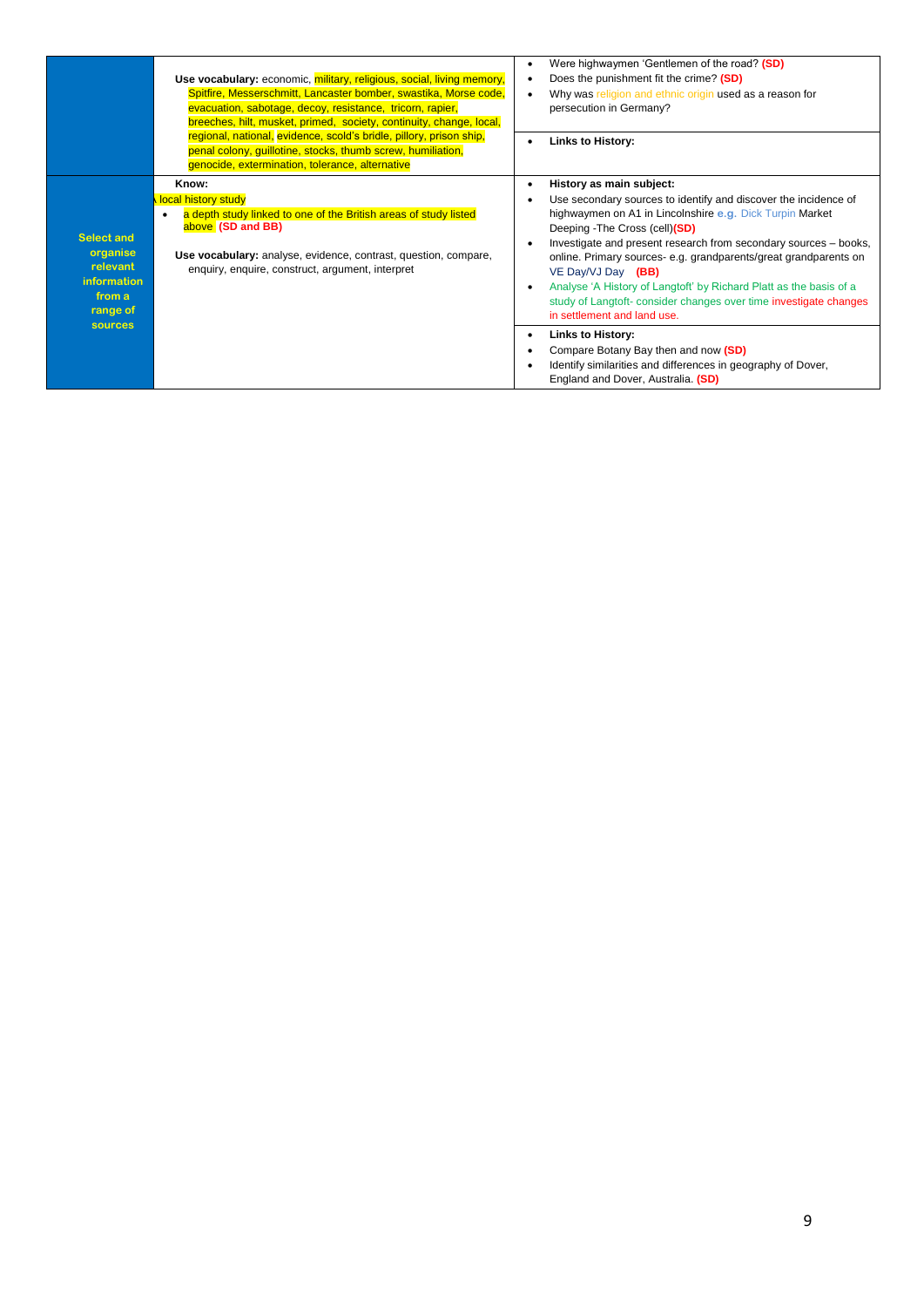| | | |
|---|---|---|
| | **Use vocabulary:** economic, military, religious, social, living memory, Spitfire, Messerschmitt, Lancaster bomber, swastika, Morse code, evacuation, sabotage, decoy, resistance, tricorn, rapier, breeches, hilt, musket, primed, society, continuity, change, local, regional, national, evidence, scold's bridle, pillory, prison ship, penal colony, guillotine, stocks, thumb screw, humiliation, genocide, extermination, tolerance, alternative | • Were highwaymen 'Gentlemen of the road? **(SD)**<br>• Does the punishment fit the crime? **(SD)**<br>• Why was religion and ethnic origin used as a reason for persecution in Germany?<br><br>• **Links to History:** |
| **Select and organise relevant information from a range of sources** | **Know:**<br>A local history study<br>• a depth study linked to one of the British areas of study listed above **(SD and BB)**<br><br>**Use vocabulary:** analyse, evidence, contrast, question, compare, enquiry, enquire, construct, argument, interpret | • **History as main subject:**<br>• Use secondary sources to identify and discover the incidence of highwaymen on A1 in Lincolnshire **e.g.** Dick Turpin Market Deeping -The Cross (cell)**(SD)**<br>• Investigate and present research from secondary sources – books, online. Primary sources- e.g. grandparents/great grandparents on VE Day/VJ Day **(BB)**<br>• Analyse 'A History of Langtoft' by Richard Platt as the basis of a study of Langtoft- consider changes over time investigate changes in settlement and land use.<br><br>• **Links to History:**<br>• Compare Botany Bay then and now **(SD)**<br>• Identify similarities and differences in geography of Dover, England and Dover, Australia. **(SD)** |